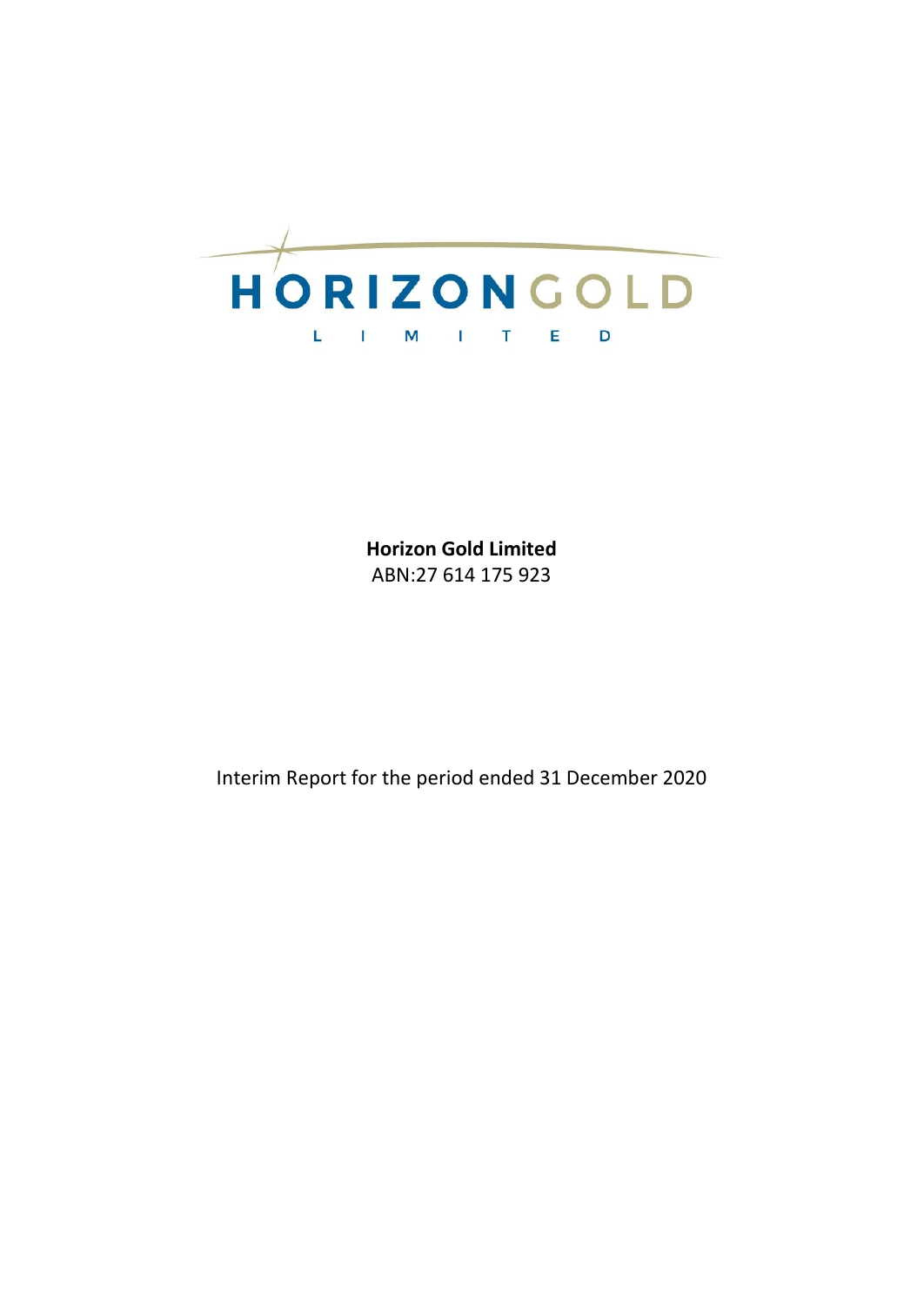HORIZON GOLD

LIMITED

**Horizon Gold Limited**
ABN:27 614 175 923

Interim Report for the period ended 31 December 2020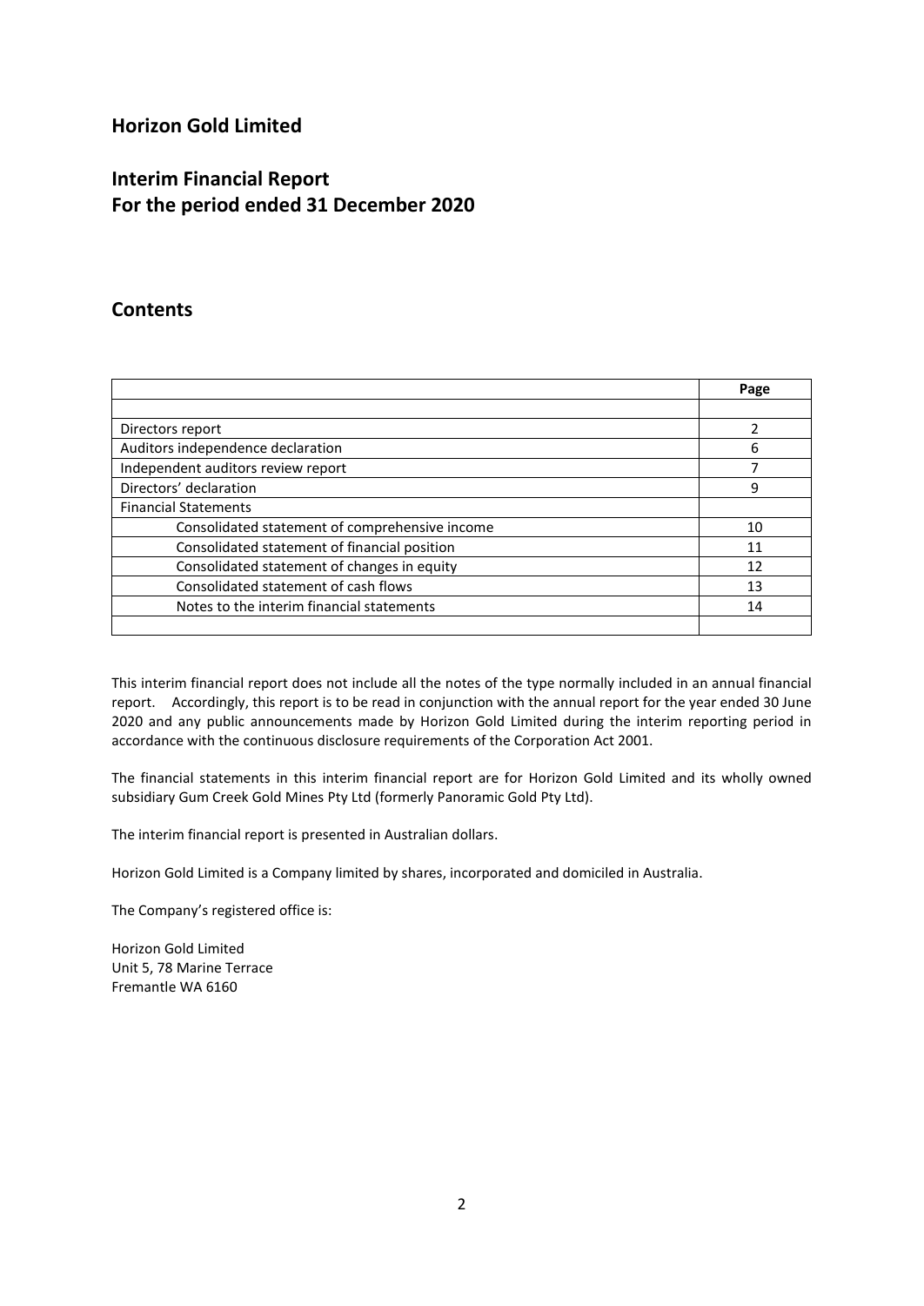# Horizon Gold Limited

## Interim Financial Report
## For the period ended 31 December 2020

## Contents

| | Page |
|---|---|
| | |
| Directors report | 2 |
| Auditors independence declaration | 6 |
| Independent auditors review report | 7 |
| Directors' declaration | 9 |
| Financial Statements | |
| Consolidated statement of comprehensive income | 10 |
| Consolidated statement of financial position | 11 |
| Consolidated statement of changes in equity | 12 |
| Consolidated statement of cash flows | 13 |
| Notes to the interim financial statements | 14 |
| | |

This interim financial report does not include all the notes of the type normally included in an annual financial report. Accordingly, this report is to be read in conjunction with the annual report for the year ended 30 June 2020 and any public announcements made by Horizon Gold Limited during the interim reporting period in accordance with the continuous disclosure requirements of the Corporation Act 2001.

The financial statements in this interim financial report are for Horizon Gold Limited and its wholly owned subsidiary Gum Creek Gold Mines Pty Ltd (formerly Panoramic Gold Pty Ltd).

The interim financial report is presented in Australian dollars.

Horizon Gold Limited is a Company limited by shares, incorporated and domiciled in Australia.

The Company's registered office is:

Horizon Gold Limited
Unit 5, 78 Marine Terrace
Fremantle WA 6160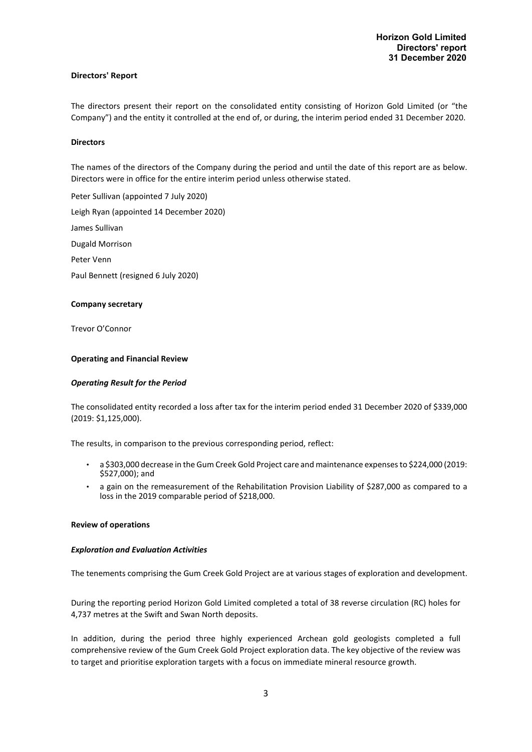## Directors' Report

The directors present their report on the consolidated entity consisting of Horizon Gold Limited (or "the Company") and the entity it controlled at the end of, or during, the interim period ended 31 December 2020.

### Directors

The names of the directors of the Company during the period and until the date of this report are as below. Directors were in office for the entire interim period unless otherwise stated.

Peter Sullivan (appointed 7 July 2020)

Leigh Ryan (appointed 14 December 2020)

James Sullivan

Dugald Morrison

Peter Venn

Paul Bennett (resigned 6 July 2020)

### Company secretary

Trevor O'Connor

### Operating and Financial Review

#### *Operating Result for the Period*

The consolidated entity recorded a loss after tax for the interim period ended 31 December 2020 of $339,000 (2019: $1,125,000).

The results, in comparison to the previous corresponding period, reflect:

- a $303,000 decrease in the Gum Creek Gold Project care and maintenance expenses to $224,000 (2019: $527,000); and
- a gain on the remeasurement of the Rehabilitation Provision Liability of $287,000 as compared to a loss in the 2019 comparable period of $218,000.

### Review of operations

#### *Exploration and Evaluation Activities*

The tenements comprising the Gum Creek Gold Project are at various stages of exploration and development.

During the reporting period Horizon Gold Limited completed a total of 38 reverse circulation (RC) holes for 4,737 metres at the Swift and Swan North deposits.

In addition, during the period three highly experienced Archean gold geologists completed a full comprehensive review of the Gum Creek Gold Project exploration data. The key objective of the review was to target and prioritise exploration targets with a focus on immediate mineral resource growth.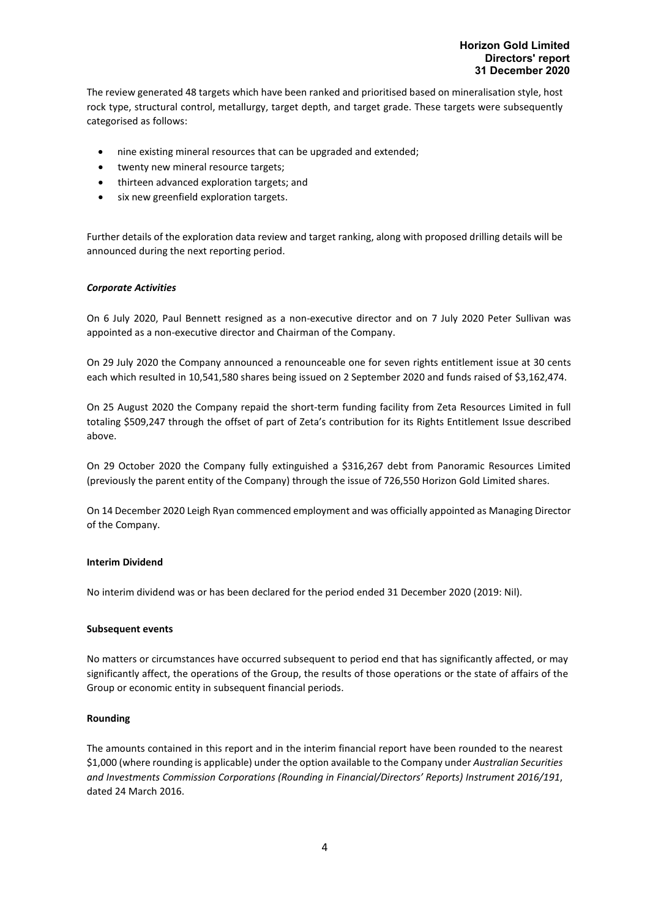The review generated 48 targets which have been ranked and prioritised based on mineralisation style, host rock type, structural control, metallurgy, target depth, and target grade. These targets were subsequently categorised as follows:

- nine existing mineral resources that can be upgraded and extended;
- twenty new mineral resource targets;
- thirteen advanced exploration targets; and
- six new greenfield exploration targets.

Further details of the exploration data review and target ranking, along with proposed drilling details will be announced during the next reporting period.

***Corporate Activities***

On 6 July 2020, Paul Bennett resigned as a non-executive director and on 7 July 2020 Peter Sullivan was appointed as a non-executive director and Chairman of the Company.

On 29 July 2020 the Company announced a renounceable one for seven rights entitlement issue at 30 cents each which resulted in 10,541,580 shares being issued on 2 September 2020 and funds raised of $3,162,474.

On 25 August 2020 the Company repaid the short-term funding facility from Zeta Resources Limited in full totaling $509,247 through the offset of part of Zeta's contribution for its Rights Entitlement Issue described above.

On 29 October 2020 the Company fully extinguished a $316,267 debt from Panoramic Resources Limited (previously the parent entity of the Company) through the issue of 726,550 Horizon Gold Limited shares.

On 14 December 2020 Leigh Ryan commenced employment and was officially appointed as Managing Director of the Company.

**Interim Dividend**

No interim dividend was or has been declared for the period ended 31 December 2020 (2019: Nil).

**Subsequent events**

No matters or circumstances have occurred subsequent to period end that has significantly affected, or may significantly affect, the operations of the Group, the results of those operations or the state of affairs of the Group or economic entity in subsequent financial periods.

**Rounding**

The amounts contained in this report and in the interim financial report have been rounded to the nearest $1,000 (where rounding is applicable) under the option available to the Company under *Australian Securities and Investments Commission Corporations (Rounding in Financial/Directors' Reports) Instrument 2016/191*, dated 24 March 2016.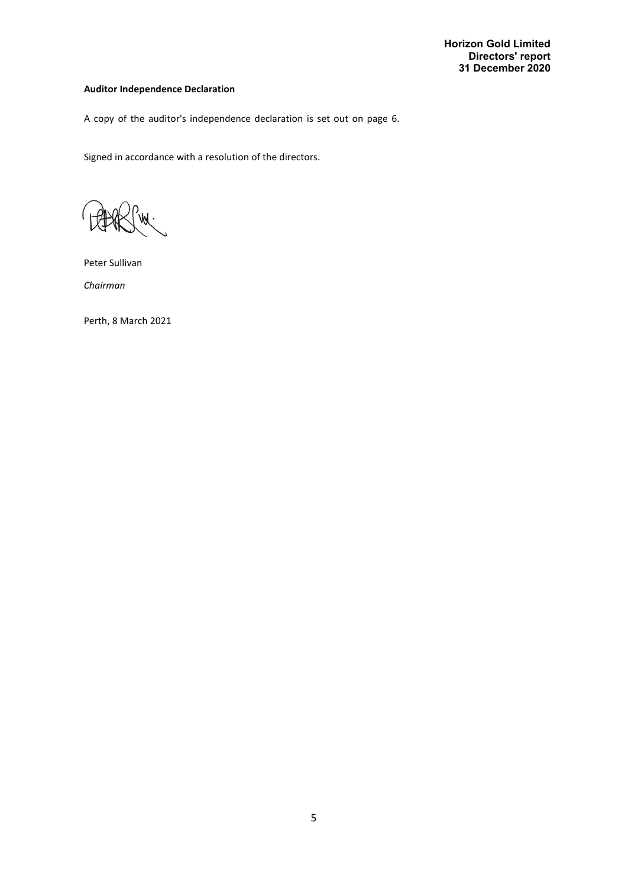**Auditor Independence Declaration**

A copy of the auditor's independence declaration is set out on page 6.

Signed in accordance with a resolution of the directors.

Peter Sullivan

*Chairman*

Perth, 8 March 2021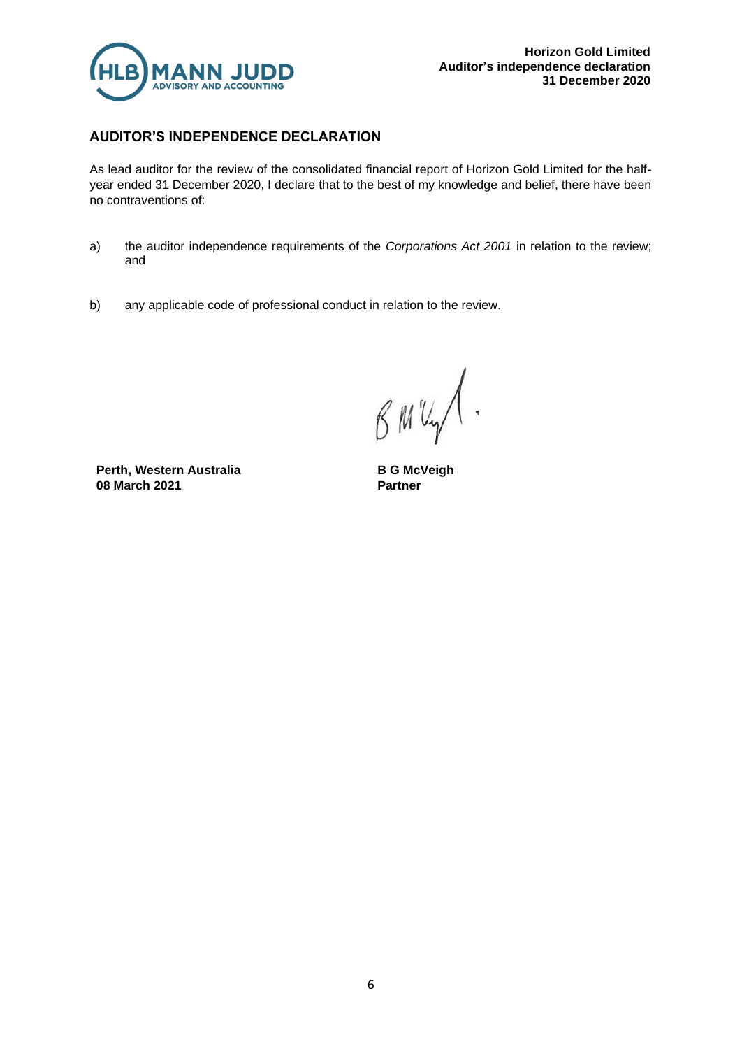## AUDITOR'S INDEPENDENCE DECLARATION

As lead auditor for the review of the consolidated financial report of Horizon Gold Limited for the half-year ended 31 December 2020, I declare that to the best of my knowledge and belief, there have been no contraventions of:

a) the auditor independence requirements of the *Corporations Act 2001* in relation to the review; and

b) any applicable code of professional conduct in relation to the review.

**Perth, Western Australia**
**08 March 2021**

**B G McVeigh**
**Partner**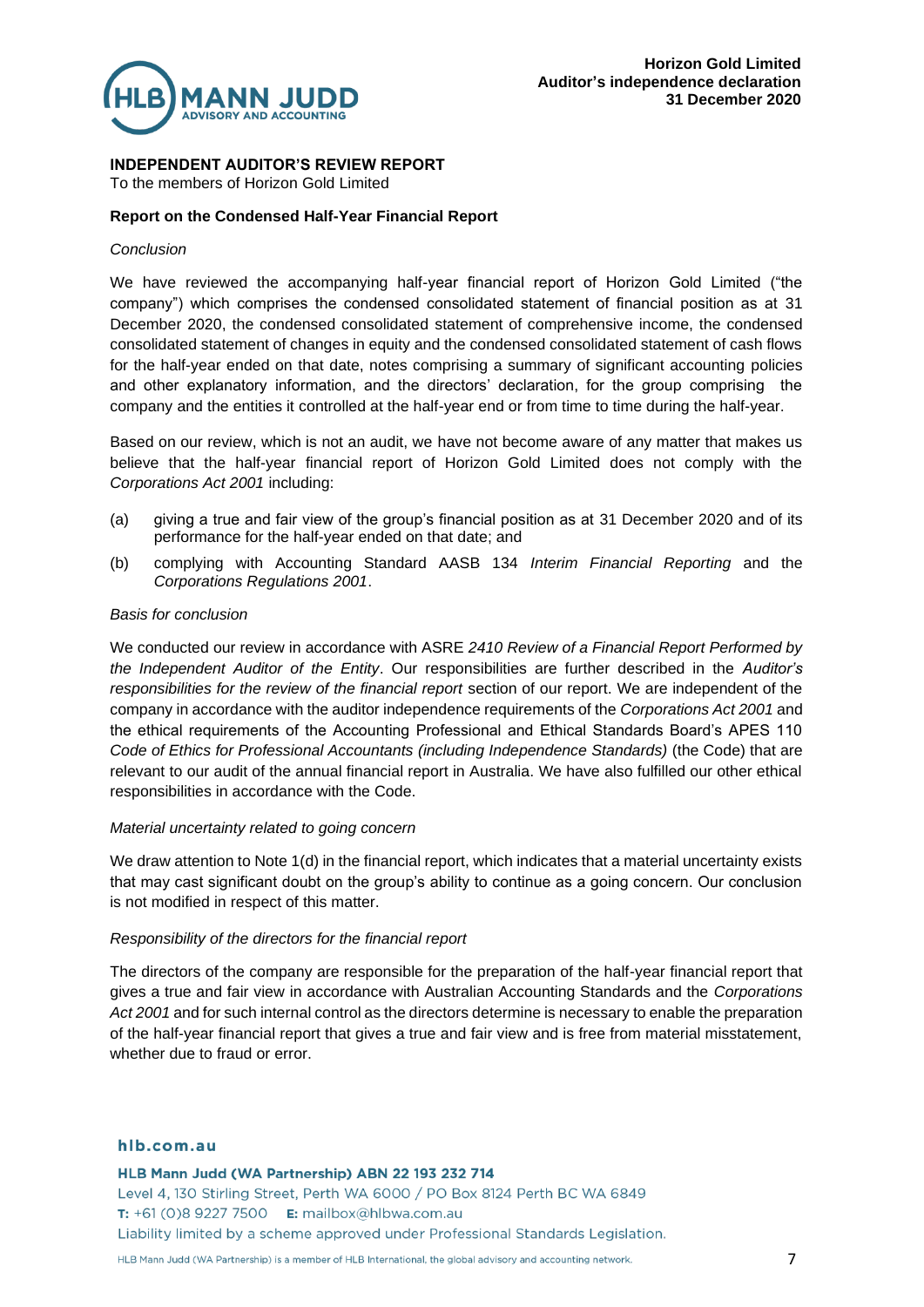# INDEPENDENT AUDITOR'S REVIEW REPORT

To the members of Horizon Gold Limited

## Report on the Condensed Half-Year Financial Report

*Conclusion*

We have reviewed the accompanying half-year financial report of Horizon Gold Limited ("the company") which comprises the condensed consolidated statement of financial position as at 31 December 2020, the condensed consolidated statement of comprehensive income, the condensed consolidated statement of changes in equity and the condensed consolidated statement of cash flows for the half-year ended on that date, notes comprising a summary of significant accounting policies and other explanatory information, and the directors' declaration, for the group comprising the company and the entities it controlled at the half-year end or from time to time during the half-year.

Based on our review, which is not an audit, we have not become aware of any matter that makes us believe that the half-year financial report of Horizon Gold Limited does not comply with the *Corporations Act 2001* including:

(a) giving a true and fair view of the group's financial position as at 31 December 2020 and of its performance for the half-year ended on that date; and

(b) complying with Accounting Standard AASB 134 *Interim Financial Reporting* and the *Corporations Regulations 2001*.

*Basis for conclusion*

We conducted our review in accordance with ASRE *2410 Review of a Financial Report Performed by the Independent Auditor of the Entity*. Our responsibilities are further described in the *Auditor's responsibilities for the review of the financial report* section of our report. We are independent of the company in accordance with the auditor independence requirements of the *Corporations Act 2001* and the ethical requirements of the Accounting Professional and Ethical Standards Board's APES 110 *Code of Ethics for Professional Accountants (including Independence Standards)* (the Code) that are relevant to our audit of the annual financial report in Australia. We have also fulfilled our other ethical responsibilities in accordance with the Code.

*Material uncertainty related to going concern*

We draw attention to Note 1(d) in the financial report, which indicates that a material uncertainty exists that may cast significant doubt on the group's ability to continue as a going concern. Our conclusion is not modified in respect of this matter.

*Responsibility of the directors for the financial report*

The directors of the company are responsible for the preparation of the half-year financial report that gives a true and fair view in accordance with Australian Accounting Standards and the *Corporations Act 2001* and for such internal control as the directors determine is necessary to enable the preparation of the half-year financial report that gives a true and fair view and is free from material misstatement, whether due to fraud or error.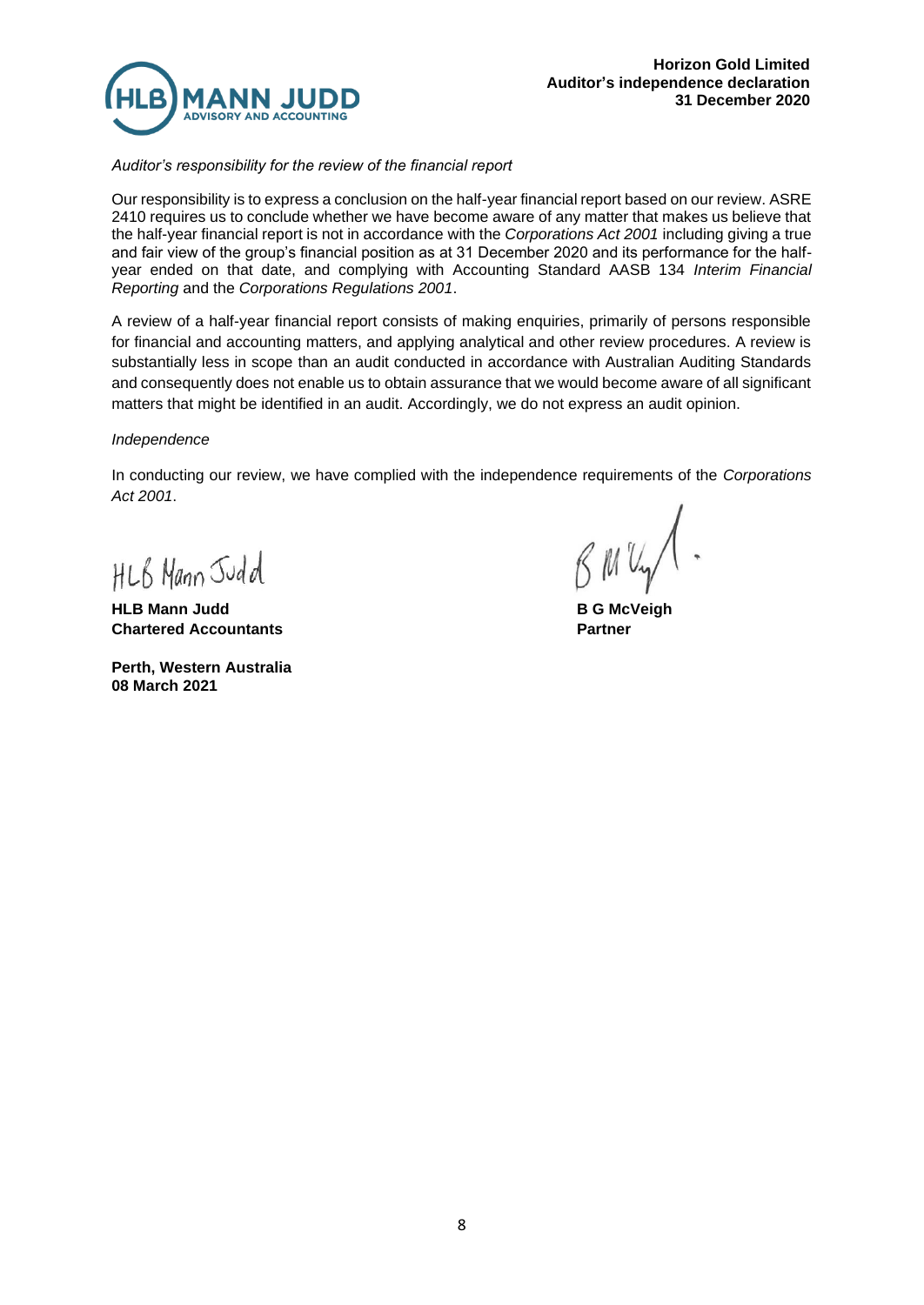*Auditor's responsibility for the review of the financial report*

Our responsibility is to express a conclusion on the half-year financial report based on our review. ASRE 2410 requires us to conclude whether we have become aware of any matter that makes us believe that the half-year financial report is not in accordance with the *Corporations Act 2001* including giving a true and fair view of the group's financial position as at 31 December 2020 and its performance for the half-year ended on that date, and complying with Accounting Standard AASB 134 *Interim Financial Reporting* and the *Corporations Regulations 2001*.

A review of a half-year financial report consists of making enquiries, primarily of persons responsible for financial and accounting matters, and applying analytical and other review procedures. A review is substantially less in scope than an audit conducted in accordance with Australian Auditing Standards and consequently does not enable us to obtain assurance that we would become aware of all significant matters that might be identified in an audit. Accordingly, we do not express an audit opinion.

*Independence*

In conducting our review, we have complied with the independence requirements of the *Corporations Act 2001*.

HLB Mann Judd

**HLB Mann Judd**
**Chartered Accountants**

**Perth, Western Australia**
**08 March 2021**

**B G McVeigh**
**Partner**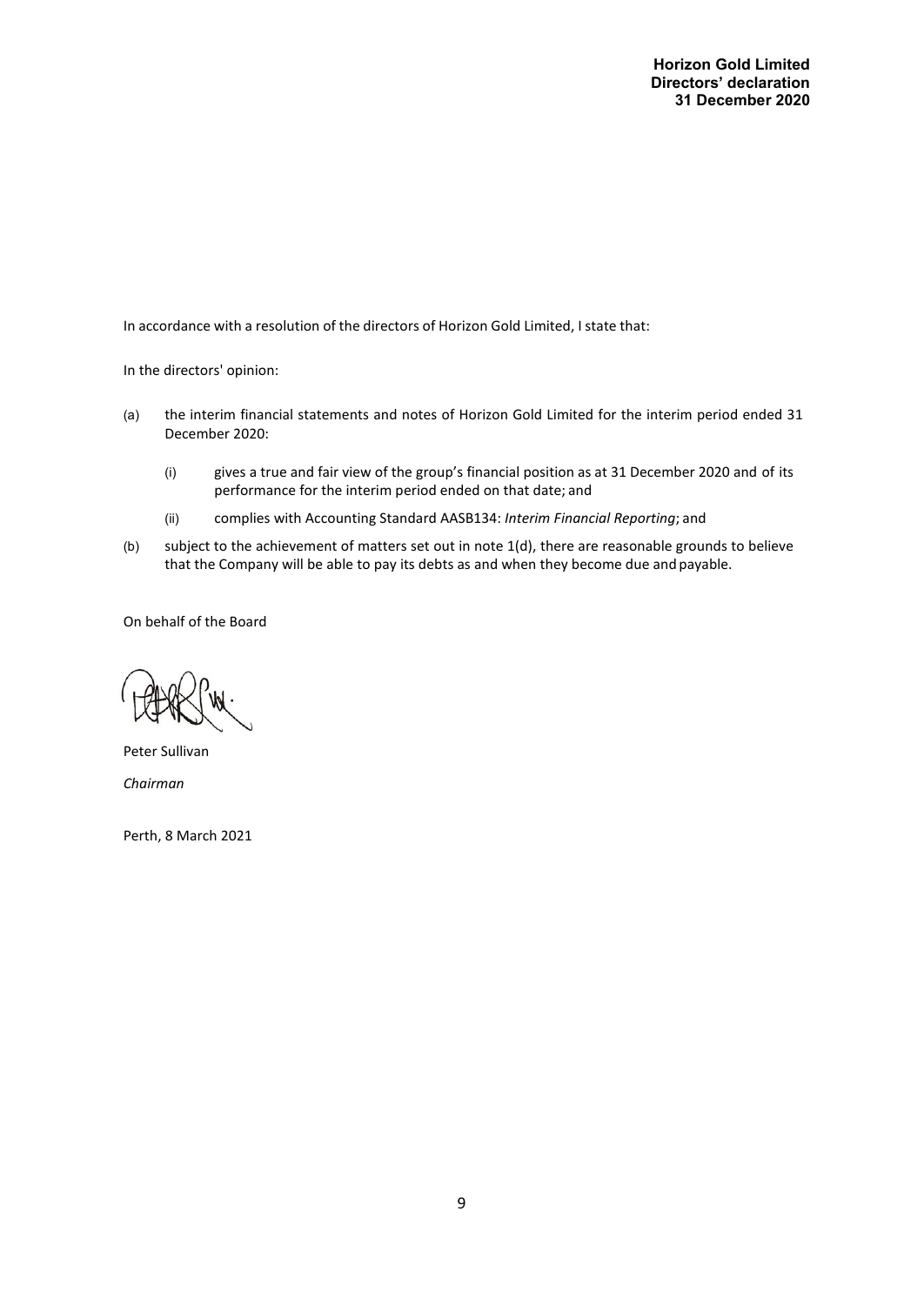**Horizon Gold Limited**
**Directors' declaration**
**31 December 2020**

In accordance with a resolution of the directors of Horizon Gold Limited, I state that:

In the directors' opinion:

(a) the interim financial statements and notes of Horizon Gold Limited for the interim period ended 31 December 2020:

  (i) gives a true and fair view of the group's financial position as at 31 December 2020 and of its performance for the interim period ended on that date; and

  (ii) complies with Accounting Standard AASB134: *Interim Financial Reporting*; and

(b) subject to the achievement of matters set out in note 1(d), there are reasonable grounds to believe that the Company will be able to pay its debts as and when they become due and payable.

On behalf of the Board

Peter Sullivan

*Chairman*

Perth, 8 March 2021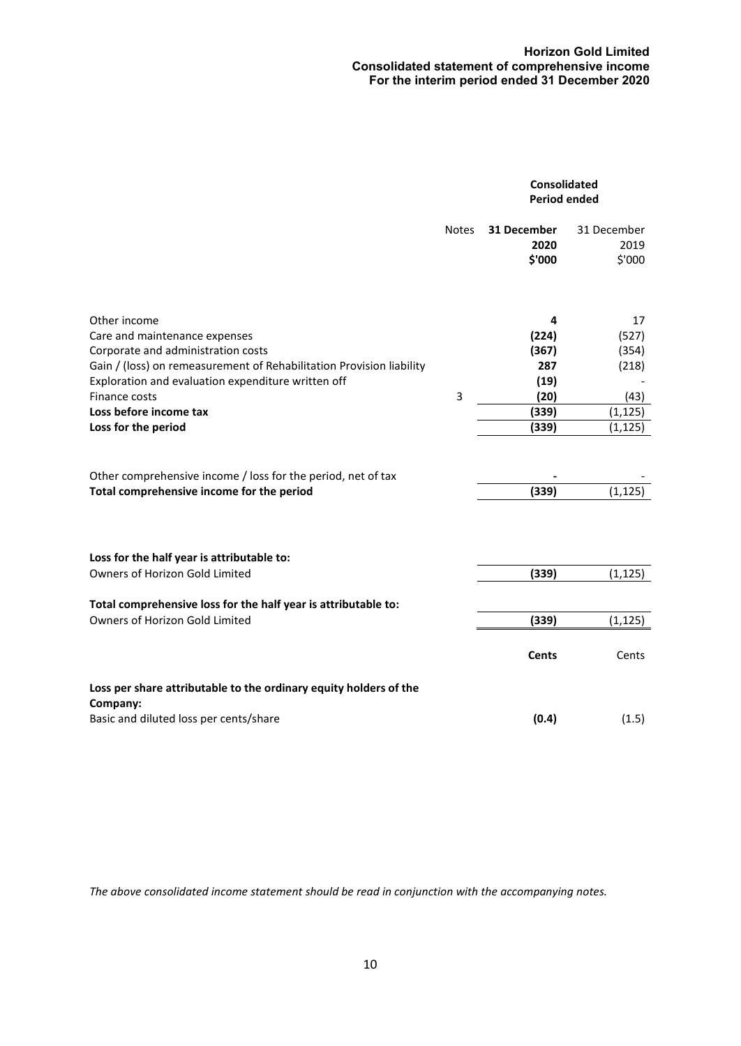# Horizon Gold Limited
## Consolidated statement of comprehensive income
### For the interim period ended 31 December 2020

| | Notes | Consolidated Period ended 31 December 2020 $'000 | 31 December 2019 $'000 |
|---|---|---|---|
| Other income | | **4** | 17 |
| Care and maintenance expenses | | **(224)** | (527) |
| Corporate and administration costs | | **(367)** | (354) |
| Gain / (loss) on remeasurement of Rehabilitation Provision liability | | **287** | (218) |
| Exploration and evaluation expenditure written off | | **(19)** | - |
| Finance costs | 3 | **(20)** | (43) |
| **Loss before income tax** | | **(339)** | (1,125) |
| **Loss for the period** | | **(339)** | (1,125) |
| | | | |
| Other comprehensive income / loss for the period, net of tax | | **-** | - |
| **Total comprehensive income for the period** | | **(339)** | (1,125) |
| | | | |
| **Loss for the half year is attributable to:** | | | |
| Owners of Horizon Gold Limited | | **(339)** | (1,125) |
| | | | |
| **Total comprehensive loss for the half year is attributable to:** | | | |
| Owners of Horizon Gold Limited | | **(339)** | (1,125) |
| | | | |
| | | **Cents** | Cents |
| **Loss per share attributable to the ordinary equity holders of the Company:** | | | |
| Basic and diluted loss per cents/share | | **(0.4)** | (1.5) |

*The above consolidated income statement should be read in conjunction with the accompanying notes.*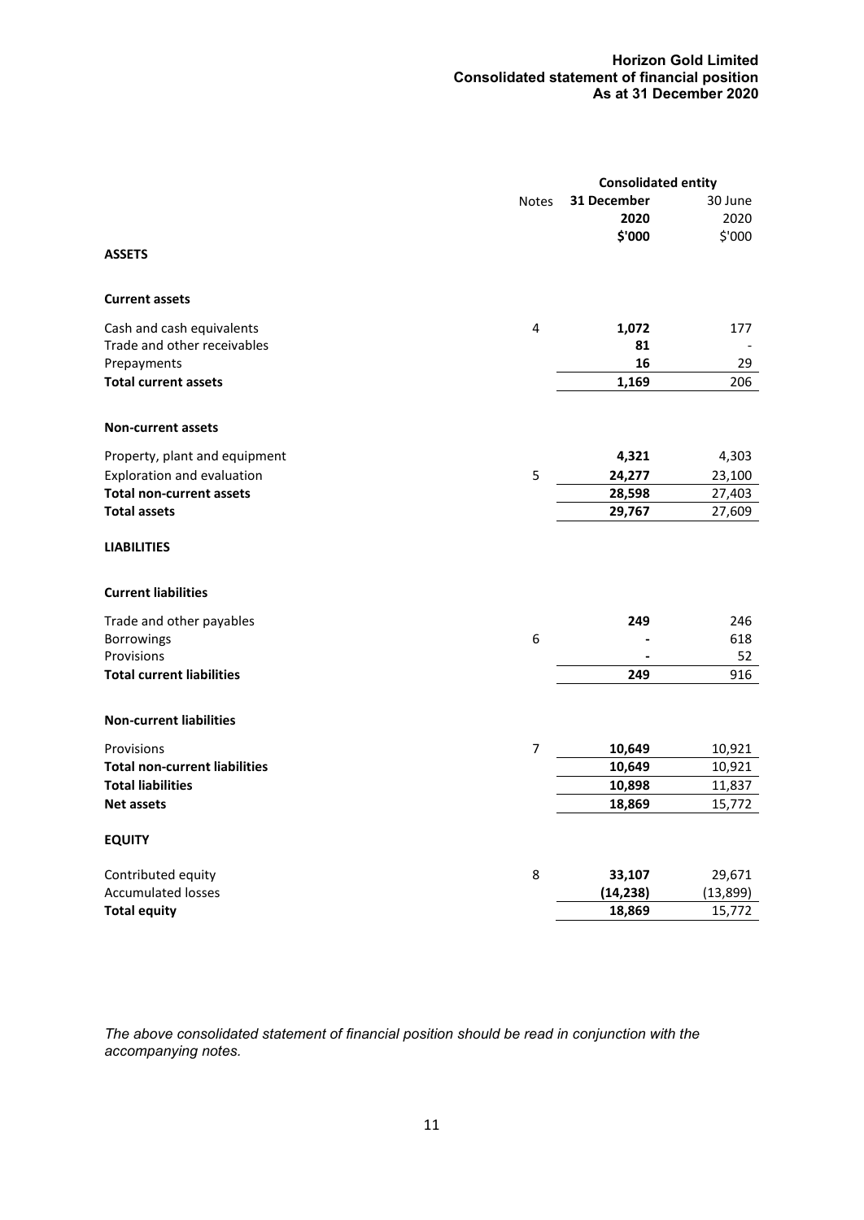# Horizon Gold Limited
## Consolidated statement of financial position
### As at 31 December 2020

| | Notes | Consolidated entity | |
|---|---|---|---|
| | | **31 December 2020 $'000** | 30 June 2020 $'000 |
| **ASSETS** | | | |
| **Current assets** | | | |
| Cash and cash equivalents | 4 | **1,072** | 177 |
| Trade and other receivables | | **81** | - |
| Prepayments | | **16** | 29 |
| **Total current assets** | | **1,169** | 206 |
| **Non-current assets** | | | |
| Property, plant and equipment | | **4,321** | 4,303 |
| Exploration and evaluation | 5 | **24,277** | 23,100 |
| **Total non-current assets** | | **28,598** | 27,403 |
| **Total assets** | | **29,767** | 27,609 |
| **LIABILITIES** | | | |
| **Current liabilities** | | | |
| Trade and other payables | | **249** | 246 |
| Borrowings | 6 | **-** | 618 |
| Provisions | | **-** | 52 |
| **Total current liabilities** | | **249** | 916 |
| **Non-current liabilities** | | | |
| Provisions | 7 | **10,649** | 10,921 |
| **Total non-current liabilities** | | **10,649** | 10,921 |
| **Total liabilities** | | **10,898** | 11,837 |
| **Net assets** | | **18,869** | 15,772 |
| **EQUITY** | | | |
| Contributed equity | 8 | **33,107** | 29,671 |
| Accumulated losses | | **(14,238)** | (13,899) |
| **Total equity** | | **18,869** | 15,772 |

*The above consolidated statement of financial position should be read in conjunction with the accompanying notes.*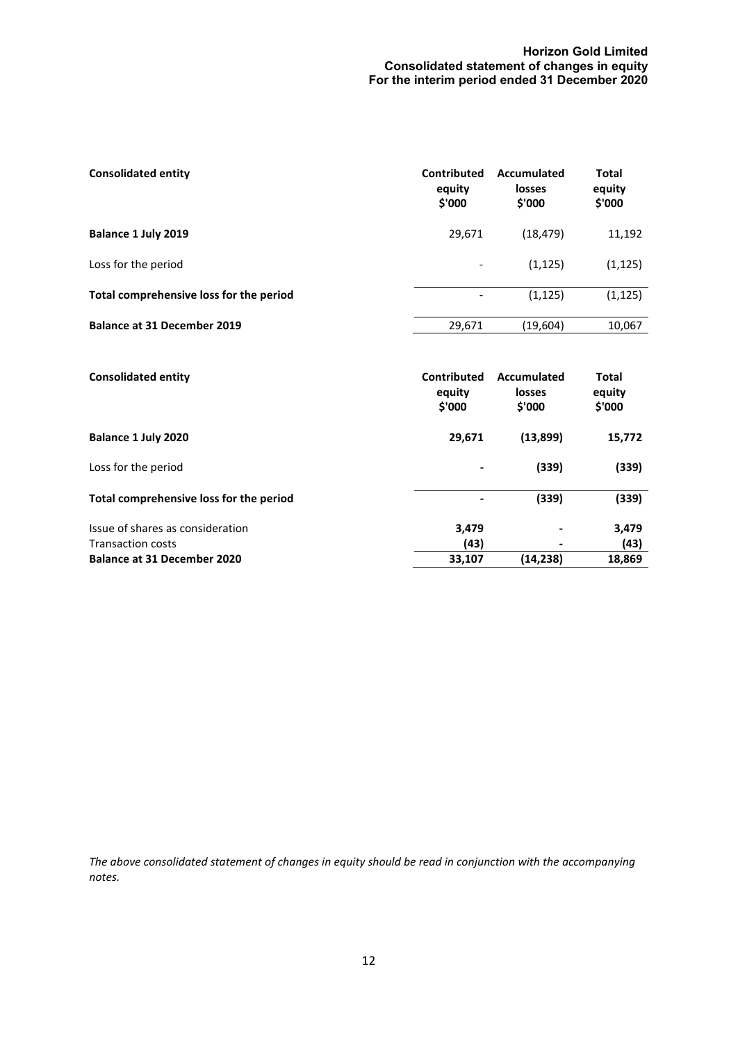**Horizon Gold Limited**
**Consolidated statement of changes in equity**
**For the interim period ended 31 December 2020**

| **Consolidated entity** | **Contributed equity \$'000** | **Accumulated losses \$'000** | **Total equity \$'000** |
|---|---|---|---|
| **Balance 1 July 2019** | 29,671 | (18,479) | 11,192 |
| Loss for the period | - | (1,125) | (1,125) |
| **Total comprehensive loss for the period** | - | (1,125) | (1,125) |
| **Balance at 31 December 2019** | 29,671 | (19,604) | 10,067 |

| **Consolidated entity** | **Contributed equity \$'000** | **Accumulated losses \$'000** | **Total equity \$'000** |
|---|---|---|---|
| **Balance 1 July 2020** | **29,671** | **(13,899)** | **15,772** |
| Loss for the period | **-** | **(339)** | **(339)** |
| **Total comprehensive loss for the period** | **-** | **(339)** | **(339)** |
| Issue of shares as consideration | **3,479** | **-** | **3,479** |
| Transaction costs | **(43)** | **-** | **(43)** |
| **Balance at 31 December 2020** | **33,107** | **(14,238)** | **18,869** |

*The above consolidated statement of changes in equity should be read in conjunction with the accompanying notes.*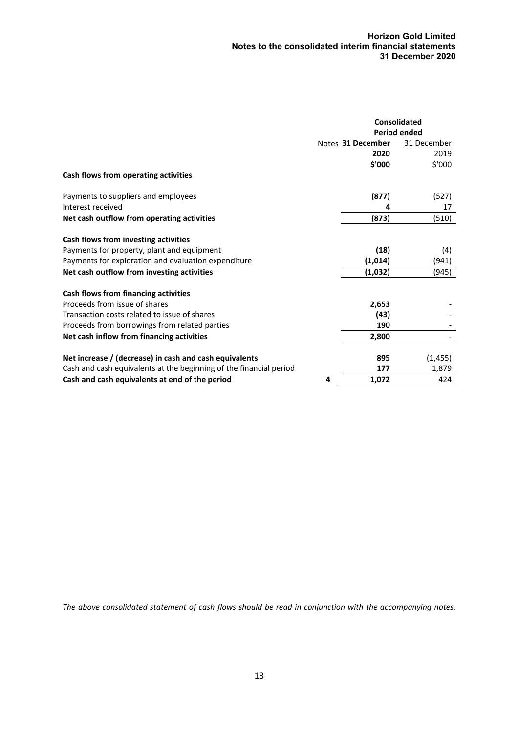| | Notes | Consolidated Period ended 31 December 2020 $'000 | 31 December 2019 $'000 |
|---|---|---|---|
| **Cash flows from operating activities** | | | |
| Payments to suppliers and employees | | **(877)** | (527) |
| Interest received | | **4** | 17 |
| **Net cash outflow from operating activities** | | **(873)** | (510) |
| **Cash flows from investing activities** | | | |
| Payments for property, plant and equipment | | **(18)** | (4) |
| Payments for exploration and evaluation expenditure | | **(1,014)** | (941) |
| **Net cash outflow from investing activities** | | **(1,032)** | (945) |
| **Cash flows from financing activities** | | | |
| Proceeds from issue of shares | | **2,653** | - |
| Transaction costs related to issue of shares | | **(43)** | - |
| Proceeds from borrowings from related parties | | **190** | - |
| **Net cash inflow from financing activities** | | **2,800** | - |
| **Net increase / (decrease) in cash and cash equivalents** | | **895** | (1,455) |
| Cash and cash equivalents at the beginning of the financial period | | **177** | 1,879 |
| **Cash and cash equivalents at end of the period** | **4** | **1,072** | 424 |

*The above consolidated statement of cash flows should be read in conjunction with the accompanying notes.*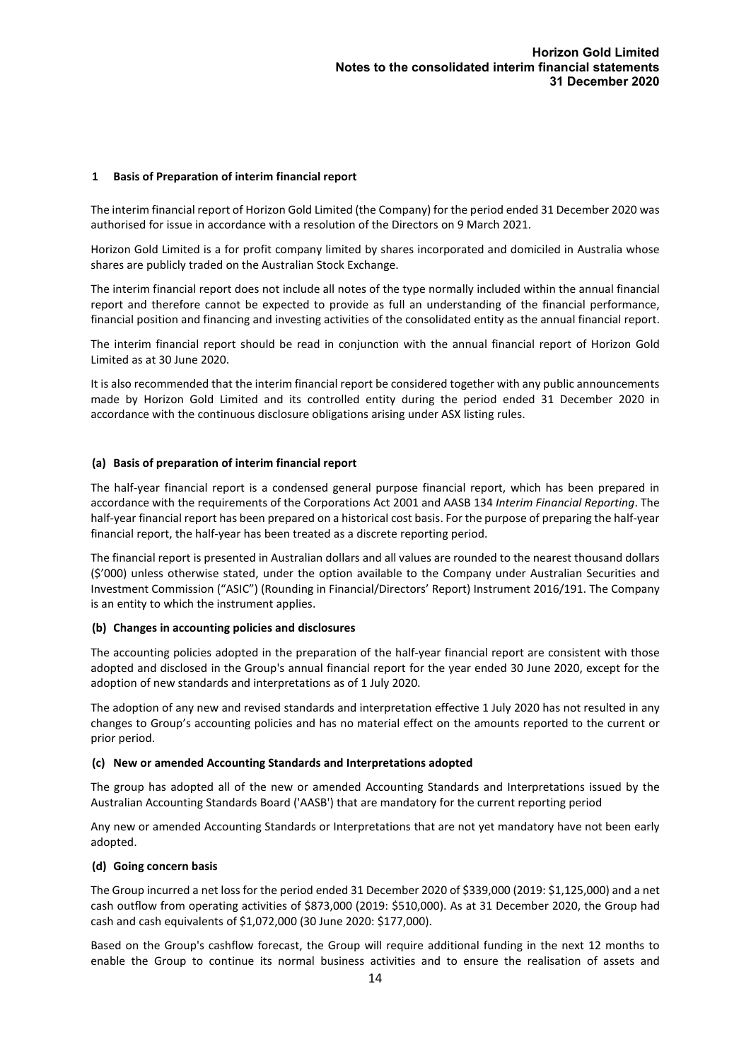## 1 Basis of Preparation of interim financial report

The interim financial report of Horizon Gold Limited (the Company) for the period ended 31 December 2020 was authorised for issue in accordance with a resolution of the Directors on 9 March 2021.

Horizon Gold Limited is a for profit company limited by shares incorporated and domiciled in Australia whose shares are publicly traded on the Australian Stock Exchange.

The interim financial report does not include all notes of the type normally included within the annual financial report and therefore cannot be expected to provide as full an understanding of the financial performance, financial position and financing and investing activities of the consolidated entity as the annual financial report.

The interim financial report should be read in conjunction with the annual financial report of Horizon Gold Limited as at 30 June 2020.

It is also recommended that the interim financial report be considered together with any public announcements made by Horizon Gold Limited and its controlled entity during the period ended 31 December 2020 in accordance with the continuous disclosure obligations arising under ASX listing rules.

### (a) Basis of preparation of interim financial report

The half-year financial report is a condensed general purpose financial report, which has been prepared in accordance with the requirements of the Corporations Act 2001 and AASB 134 *Interim Financial Reporting*. The half-year financial report has been prepared on a historical cost basis. For the purpose of preparing the half-year financial report, the half-year has been treated as a discrete reporting period.

The financial report is presented in Australian dollars and all values are rounded to the nearest thousand dollars ($'000) unless otherwise stated, under the option available to the Company under Australian Securities and Investment Commission ("ASIC") (Rounding in Financial/Directors' Report) Instrument 2016/191. The Company is an entity to which the instrument applies.

### (b) Changes in accounting policies and disclosures

The accounting policies adopted in the preparation of the half-year financial report are consistent with those adopted and disclosed in the Group's annual financial report for the year ended 30 June 2020, except for the adoption of new standards and interpretations as of 1 July 2020.

The adoption of any new and revised standards and interpretation effective 1 July 2020 has not resulted in any changes to Group's accounting policies and has no material effect on the amounts reported to the current or prior period.

### (c) New or amended Accounting Standards and Interpretations adopted

The group has adopted all of the new or amended Accounting Standards and Interpretations issued by the Australian Accounting Standards Board ('AASB') that are mandatory for the current reporting period

Any new or amended Accounting Standards or Interpretations that are not yet mandatory have not been early adopted.

### (d) Going concern basis

The Group incurred a net loss for the period ended 31 December 2020 of $339,000 (2019: $1,125,000) and a net cash outflow from operating activities of $873,000 (2019: $510,000). As at 31 December 2020, the Group had cash and cash equivalents of $1,072,000 (30 June 2020: $177,000).

Based on the Group's cashflow forecast, the Group will require additional funding in the next 12 months to enable the Group to continue its normal business activities and to ensure the realisation of assets and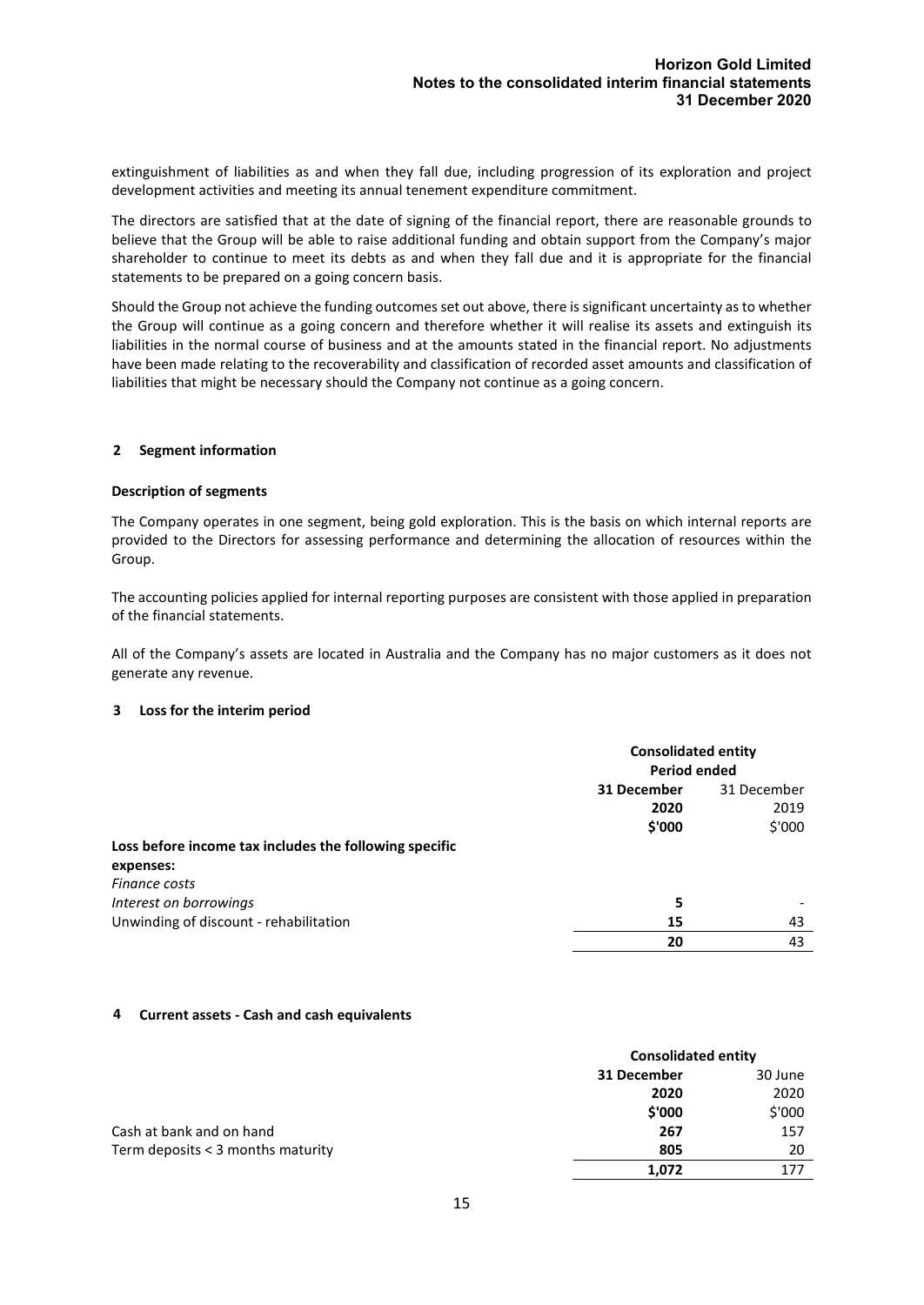extinguishment of liabilities as and when they fall due, including progression of its exploration and project development activities and meeting its annual tenement expenditure commitment.

The directors are satisfied that at the date of signing of the financial report, there are reasonable grounds to believe that the Group will be able to raise additional funding and obtain support from the Company's major shareholder to continue to meet its debts as and when they fall due and it is appropriate for the financial statements to be prepared on a going concern basis.

Should the Group not achieve the funding outcomes set out above, there is significant uncertainty as to whether the Group will continue as a going concern and therefore whether it will realise its assets and extinguish its liabilities in the normal course of business and at the amounts stated in the financial report. No adjustments have been made relating to the recoverability and classification of recorded asset amounts and classification of liabilities that might be necessary should the Company not continue as a going concern.

## 2 Segment information

### Description of segments

The Company operates in one segment, being gold exploration. This is the basis on which internal reports are provided to the Directors for assessing performance and determining the allocation of resources within the Group.

The accounting policies applied for internal reporting purposes are consistent with those applied in preparation of the financial statements.

All of the Company's assets are located in Australia and the Company has no major customers as it does not generate any revenue.

## 3 Loss for the interim period

| | Consolidated entity | |
|---|---|---|
| | Period ended | |
| | **31 December 2020 $'000** | 31 December 2019 $'000 |
| **Loss before income tax includes the following specific expenses:** | | |
| *Finance costs* | | |
| *Interest on borrowings* | **5** | - |
| Unwinding of discount - rehabilitation | **15** | 43 |
| | **20** | 43 |

## 4 Current assets - Cash and cash equivalents

| | Consolidated entity | |
|---|---|---|
| | **31 December 2020 $'000** | 30 June 2020 $'000 |
| Cash at bank and on hand | **267** | 157 |
| Term deposits < 3 months maturity | **805** | 20 |
| | **1,072** | 177 |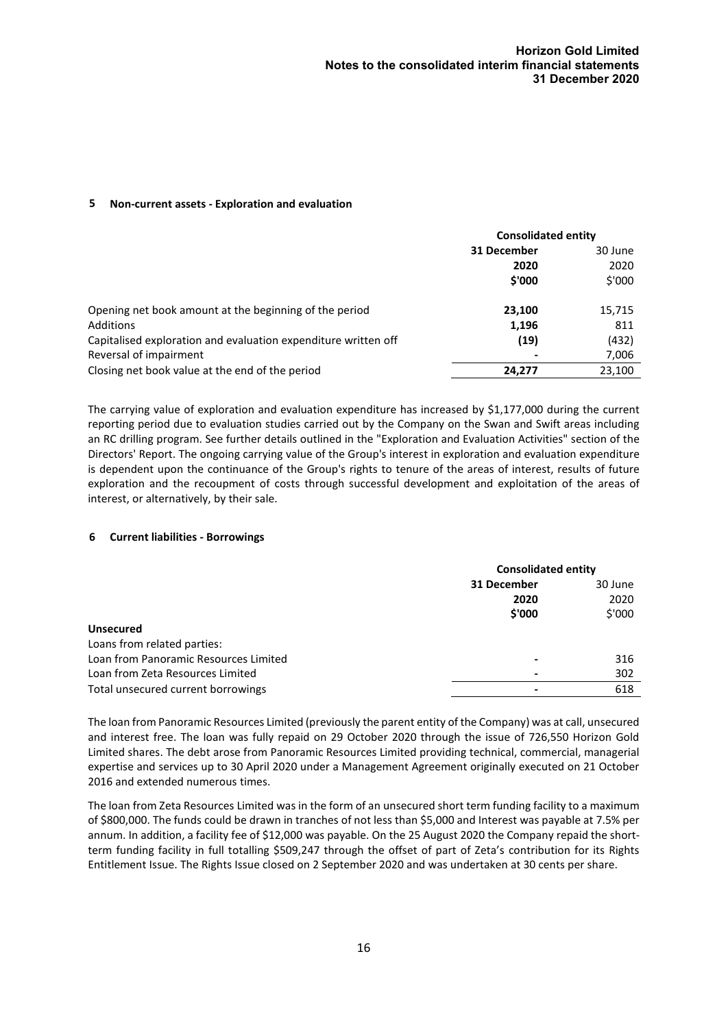## 5 Non-current assets - Exploration and evaluation

| | Consolidated entity | |
|---|---|---|
| | **31 December 2020 $'000** | 30 June 2020 $'000 |
| Opening net book amount at the beginning of the period | **23,100** | 15,715 |
| Additions | **1,196** | 811 |
| Capitalised exploration and evaluation expenditure written off | **(19)** | (432) |
| Reversal of impairment | **-** | 7,006 |
| Closing net book value at the end of the period | **24,277** | 23,100 |

The carrying value of exploration and evaluation expenditure has increased by $1,177,000 during the current reporting period due to evaluation studies carried out by the Company on the Swan and Swift areas including an RC drilling program. See further details outlined in the "Exploration and Evaluation Activities" section of the Directors' Report. The ongoing carrying value of the Group's interest in exploration and evaluation expenditure is dependent upon the continuance of the Group's rights to tenure of the areas of interest, results of future exploration and the recoupment of costs through successful development and exploitation of the areas of interest, or alternatively, by their sale.

## 6 Current liabilities - Borrowings

| | Consolidated entity | |
|---|---|---|
| | **31 December 2020 $'000** | 30 June 2020 $'000 |
| **Unsecured** | | |
| Loans from related parties: | | |
| Loan from Panoramic Resources Limited | **-** | 316 |
| Loan from Zeta Resources Limited | **-** | 302 |
| Total unsecured current borrowings | **-** | 618 |

The loan from Panoramic Resources Limited (previously the parent entity of the Company) was at call, unsecured and interest free. The loan was fully repaid on 29 October 2020 through the issue of 726,550 Horizon Gold Limited shares. The debt arose from Panoramic Resources Limited providing technical, commercial, managerial expertise and services up to 30 April 2020 under a Management Agreement originally executed on 21 October 2016 and extended numerous times.

The loan from Zeta Resources Limited was in the form of an unsecured short term funding facility to a maximum of $800,000. The funds could be drawn in tranches of not less than $5,000 and Interest was payable at 7.5% per annum. In addition, a facility fee of $12,000 was payable. On the 25 August 2020 the Company repaid the short-term funding facility in full totalling $509,247 through the offset of part of Zeta's contribution for its Rights Entitlement Issue. The Rights Issue closed on 2 September 2020 and was undertaken at 30 cents per share.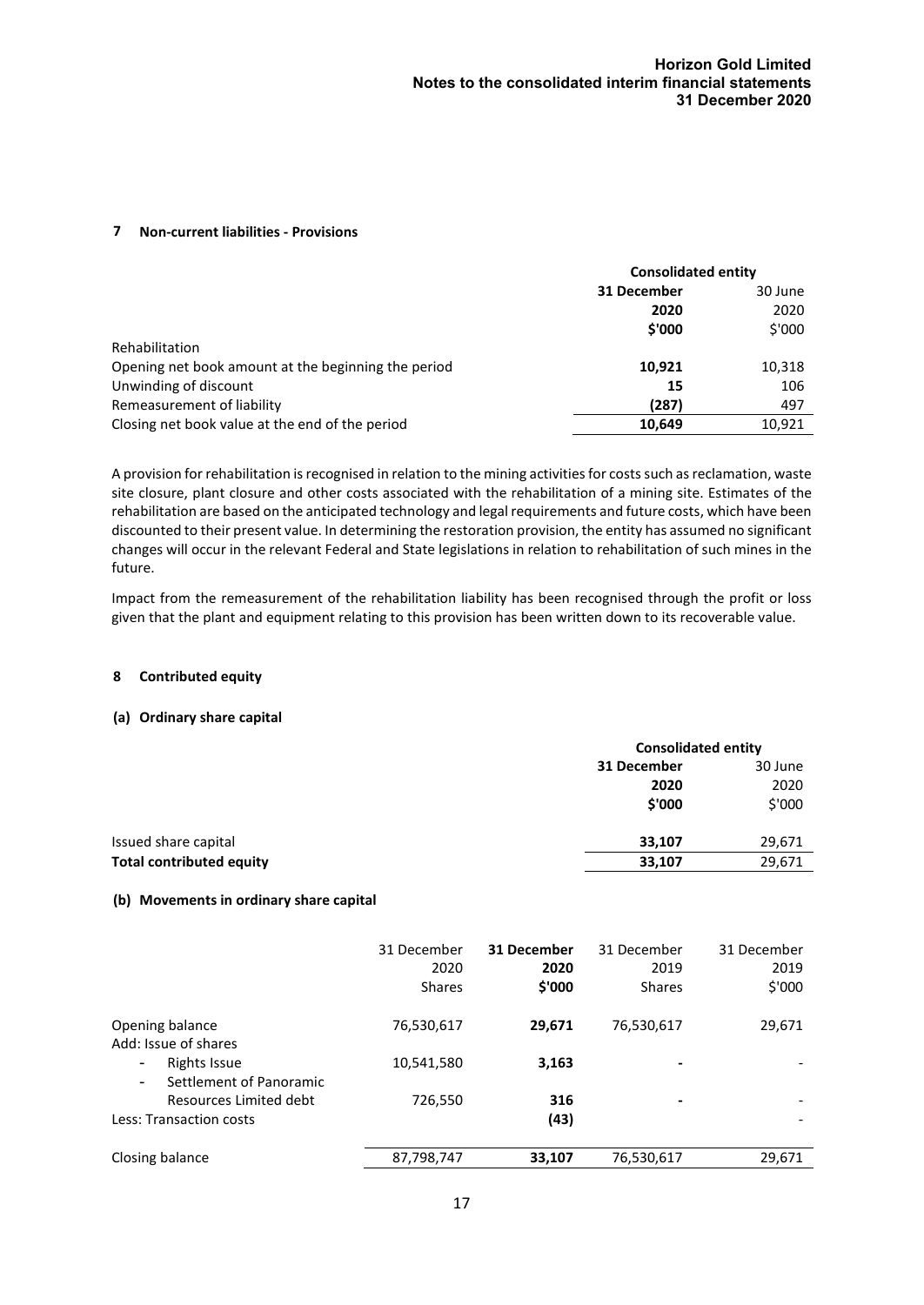## 7 Non-current liabilities - Provisions

| | Consolidated entity | |
|---|---|---|
| | **31 December 2020** | 30 June 2020 |
| | **\$'000** | \$'000 |
| Rehabilitation | | |
| Opening net book amount at the beginning the period | **10,921** | 10,318 |
| Unwinding of discount | **15** | 106 |
| Remeasurement of liability | **(287)** | 497 |
| Closing net book value at the end of the period | **10,649** | 10,921 |

A provision for rehabilitation is recognised in relation to the mining activities for costs such as reclamation, waste site closure, plant closure and other costs associated with the rehabilitation of a mining site. Estimates of the rehabilitation are based on the anticipated technology and legal requirements and future costs, which have been discounted to their present value. In determining the restoration provision, the entity has assumed no significant changes will occur in the relevant Federal and State legislations in relation to rehabilitation of such mines in the future.

Impact from the remeasurement of the rehabilitation liability has been recognised through the profit or loss given that the plant and equipment relating to this provision has been written down to its recoverable value.

## 8 Contributed equity

### (a) Ordinary share capital

| | Consolidated entity | |
|---|---|---|
| | **31 December 2020** | 30 June 2020 |
| | **\$'000** | \$'000 |
| Issued share capital | **33,107** | 29,671 |
| **Total contributed equity** | **33,107** | 29,671 |

### (b) Movements in ordinary share capital

| | 31 December 2020 Shares | **31 December 2020 \$'000** | 31 December 2019 Shares | 31 December 2019 \$'000 |
|---|---|---|---|---|
| Opening balance | 76,530,617 | **29,671** | 76,530,617 | 29,671 |
| Add: Issue of shares | | | | |
| - Rights Issue | 10,541,580 | **3,163** | - | - |
| - Settlement of Panoramic Resources Limited debt | 726,550 | **316** | - | - |
| Less: Transaction costs | | **(43)** | | - |
| Closing balance | 87,798,747 | **33,107** | 76,530,617 | 29,671 |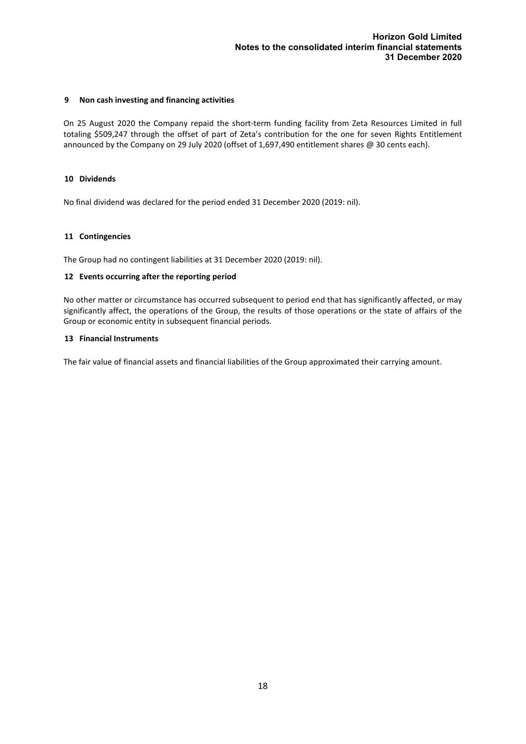## 9 Non cash investing and financing activities

On 25 August 2020 the Company repaid the short-term funding facility from Zeta Resources Limited in full totaling $509,247 through the offset of part of Zeta's contribution for the one for seven Rights Entitlement announced by the Company on 29 July 2020 (offset of 1,697,490 entitlement shares @ 30 cents each).

## 10 Dividends

No final dividend was declared for the period ended 31 December 2020 (2019: nil).

## 11 Contingencies

The Group had no contingent liabilities at 31 December 2020 (2019: nil).

## 12 Events occurring after the reporting period

No other matter or circumstance has occurred subsequent to period end that has significantly affected, or may significantly affect, the operations of the Group, the results of those operations or the state of affairs of the Group or economic entity in subsequent financial periods.

## 13 Financial Instruments

The fair value of financial assets and financial liabilities of the Group approximated their carrying amount.